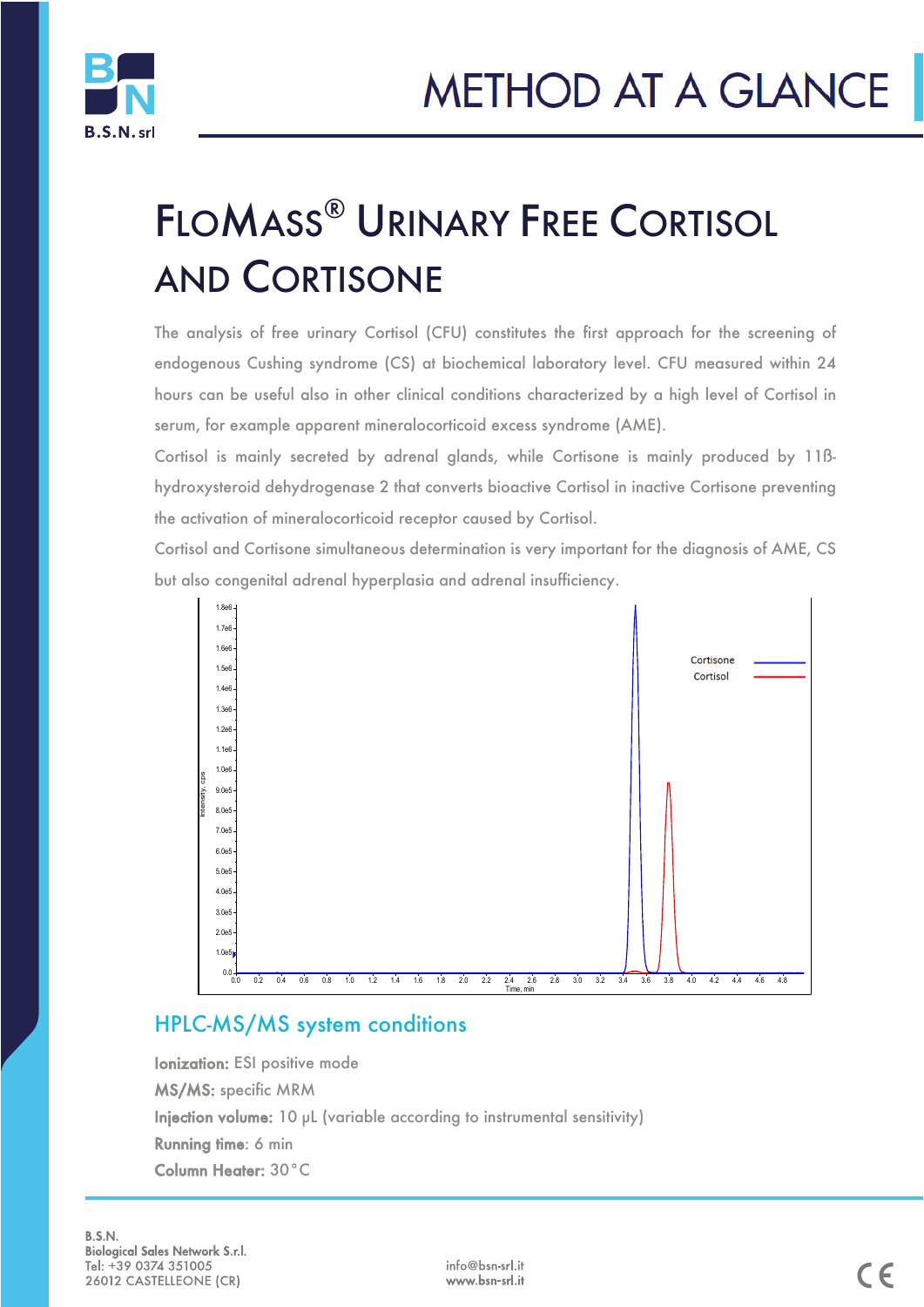# METHOD AT A GLANCE

# FloMass® Urinary Free Cortisol and Cortisone

The analysis of free urinary Cortisol (CFU) constitutes the first approach for the screening of endogenous Cushing syndrome (CS) at biochemical laboratory level. CFU measured within 24 hours can be useful also in other clinical conditions characterized by a high level of Cortisol in serum, for example apparent mineralocorticoid excess syndrome (AME).

Cortisol is mainly secreted by adrenal glands, while Cortisone is mainly produced by 11ß-hydroxysteroid dehydrogenase 2 that converts bioactive Cortisol in inactive Cortisone preventing the activation of mineralocorticoid receptor caused by Cortisol.

Cortisol and Cortisone simultaneous determination is very important for the diagnosis of AME, CS but also congenital adrenal hyperplasia and adrenal insufficiency.

## HPLC-MS/MS system conditions

**Ionization:** ESI positive mode

**MS/MS:** specific MRM

**Injection volume:** 10 µL (variable according to instrumental sensitivity)

**Running time**: 6 min

**Column Heater:** 30°C

B.S.N.
Biological Sales Network S.r.l.
Tel: +39 0374 351005
26012 CASTELLEONE (CR)

info@bsn-srl.it
www.bsn-srl.it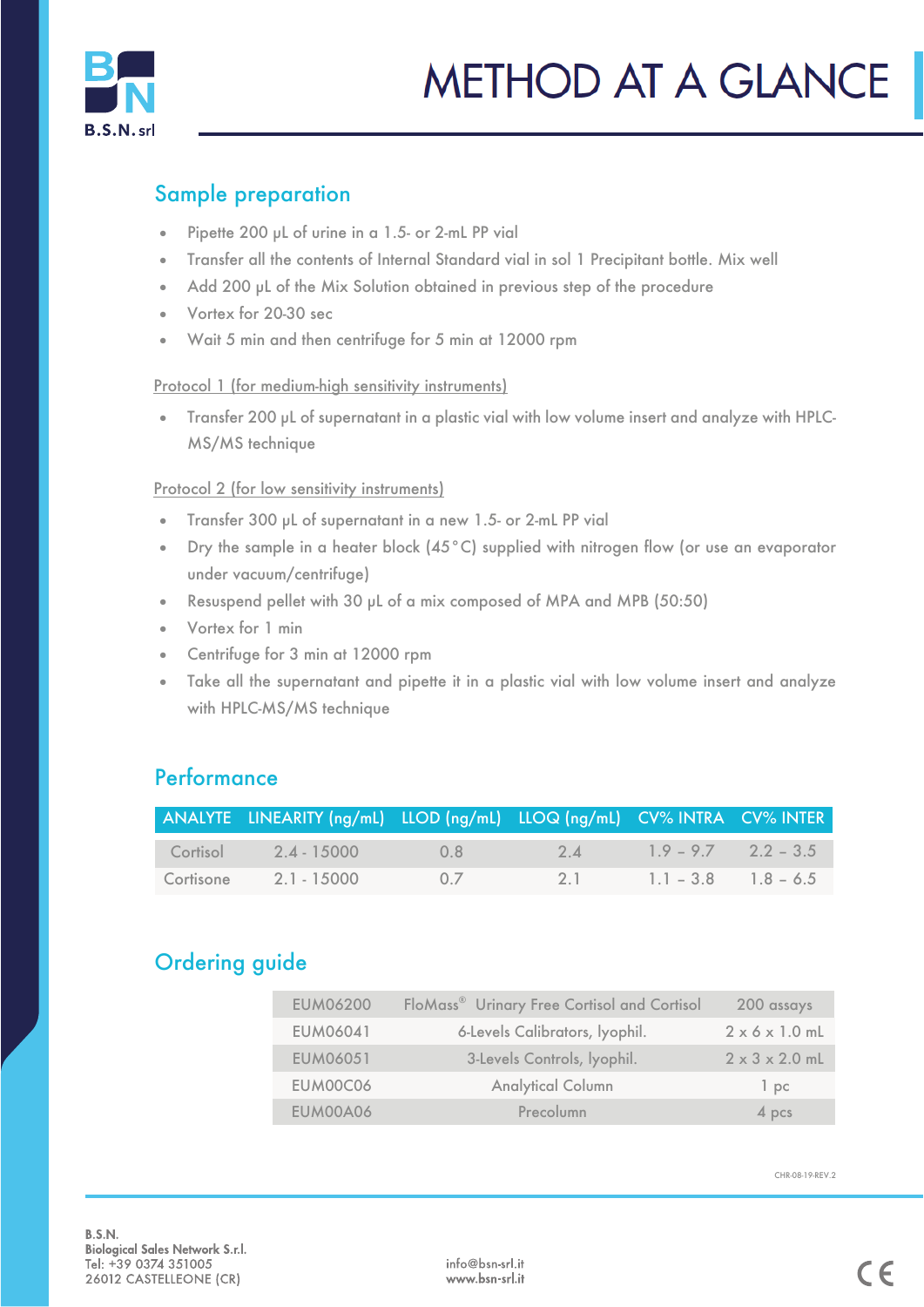# METHOD AT A GLANCE

## Sample preparation

- Pipette 200 µL of urine in a 1.5- or 2-mL PP vial
- Transfer all the contents of Internal Standard vial in sol 1 Precipitant bottle. Mix well
- Add 200 µL of the Mix Solution obtained in previous step of the procedure
- Vortex for 20-30 sec
- Wait 5 min and then centrifuge for 5 min at 12000 rpm

Protocol 1 (for medium-high sensitivity instruments)

- Transfer 200 µL of supernatant in a plastic vial with low volume insert and analyze with HPLC-MS/MS technique

Protocol 2 (for low sensitivity instruments)

- Transfer 300 µL of supernatant in a new 1.5- or 2-mL PP vial
- Dry the sample in a heater block (45°C) supplied with nitrogen flow (or use an evaporator under vacuum/centrifuge)
- Resuspend pellet with 30 µL of a mix composed of MPA and MPB (50:50)
- Vortex for 1 min
- Centrifuge for 3 min at 12000 rpm
- Take all the supernatant and pipette it in a plastic vial with low volume insert and analyze with HPLC-MS/MS technique

## Performance

| ANALYTE | LINEARITY (ng/mL) | LLOD (ng/mL) | LLOQ (ng/mL) | CV% INTRA | CV% INTER |
|---|---|---|---|---|---|
| Cortisol | 2.4 - 15000 | 0.8 | 2.4 | 1.9 – 9.7 | 2.2 – 3.5 |
| Cortisone | 2.1 - 15000 | 0.7 | 2.1 | 1.1 – 3.8 | 1.8 – 6.5 |

## Ordering guide

| | | |
|---|---|---|
| EUM06200 | FloMass® Urinary Free Cortisol and Cortisol | 200 assays |
| EUM06041 | 6-Levels Calibrators, lyophil. | 2 x 6 x 1.0 mL |
| EUM06051 | 3-Levels Controls, lyophil. | 2 x 3 x 2.0 mL |
| EUM00C06 | Analytical Column | 1 pc |
| EUM00A06 | Precolumn | 4 pcs |

CHR-08-19-REV.2

B.S.N.
Biological Sales Network S.r.l.
Tel: +39 0374 351005
26012 CASTELLEONE (CR)

info@bsn-srl.it
www.bsn-srl.it